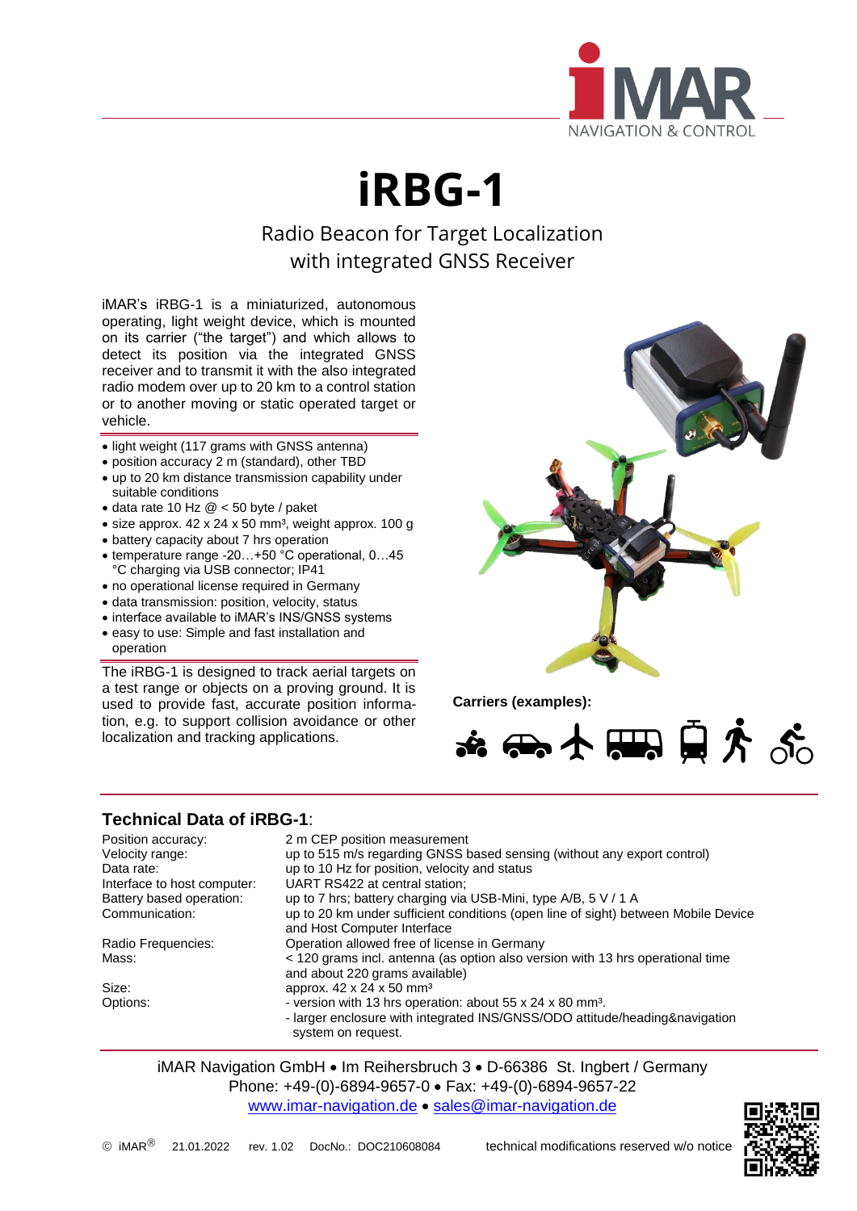# iRBG-1

Radio Beacon for Target Localization
with integrated GNSS Receiver

iMAR's iRBG-1 is a miniaturized, autonomous operating, light weight device, which is mounted on its carrier ("the target") and which allows to detect its position via the integrated GNSS receiver and to transmit it with the also integrated radio modem over up to 20 km to a control station or to another moving or static operated target or vehicle.

- light weight (117 grams with GNSS antenna)
- position accuracy 2 m (standard), other TBD
- up to 20 km distance transmission capability under suitable conditions
- data rate 10 Hz @ < 50 byte / paket
- size approx. 42 x 24 x 50 mm³, weight approx. 100 g
- battery capacity about 7 hrs operation
- temperature range -20…+50 °C operational, 0…45 °C charging via USB connector; IP41
- no operational license required in Germany
- data transmission: position, velocity, status
- interface available to iMAR's INS/GNSS systems
- easy to use: Simple and fast installation and operation

The iRBG-1 is designed to track aerial targets on a test range or objects on a proving ground. It is used to provide fast, accurate position information, e.g. to support collision avoidance or other localization and tracking applications.

**Carriers (examples):**

## Technical Data of iRBG-1:

| | |
|---|---|
| Position accuracy: | 2 m CEP position measurement |
| Velocity range: | up to 515 m/s regarding GNSS based sensing (without any export control) |
| Data rate: | up to 10 Hz for position, velocity and status |
| Interface to host computer: | UART RS422 at central station; |
| Battery based operation: | up to 7 hrs; battery charging via USB-Mini, type A/B, 5 V / 1 A |
| Communication: | up to 20 km under sufficient conditions (open line of sight) between Mobile Device and Host Computer Interface |
| Radio Frequencies: | Operation allowed free of license in Germany |
| Mass: | < 120 grams incl. antenna (as option also version with 13 hrs operational time and about 220 grams available) |
| Size: | approx. 42 x 24 x 50 mm³ |
| Options: | - version with 13 hrs operation: about 55 x 24 x 80 mm³. - larger enclosure with integrated INS/GNSS/ODO attitude/heading&navigation system on request. |

iMAR Navigation GmbH • Im Reihersbruch 3 • D-66386 St. Ingbert / Germany
Phone: +49-(0)-6894-9657-0 • Fax: +49-(0)-6894-9657-22
www.imar-navigation.de • sales@imar-navigation.de

© iMAR® 21.01.2022 rev. 1.02 DocNo.: DOC210608084 technical modifications reserved w/o notice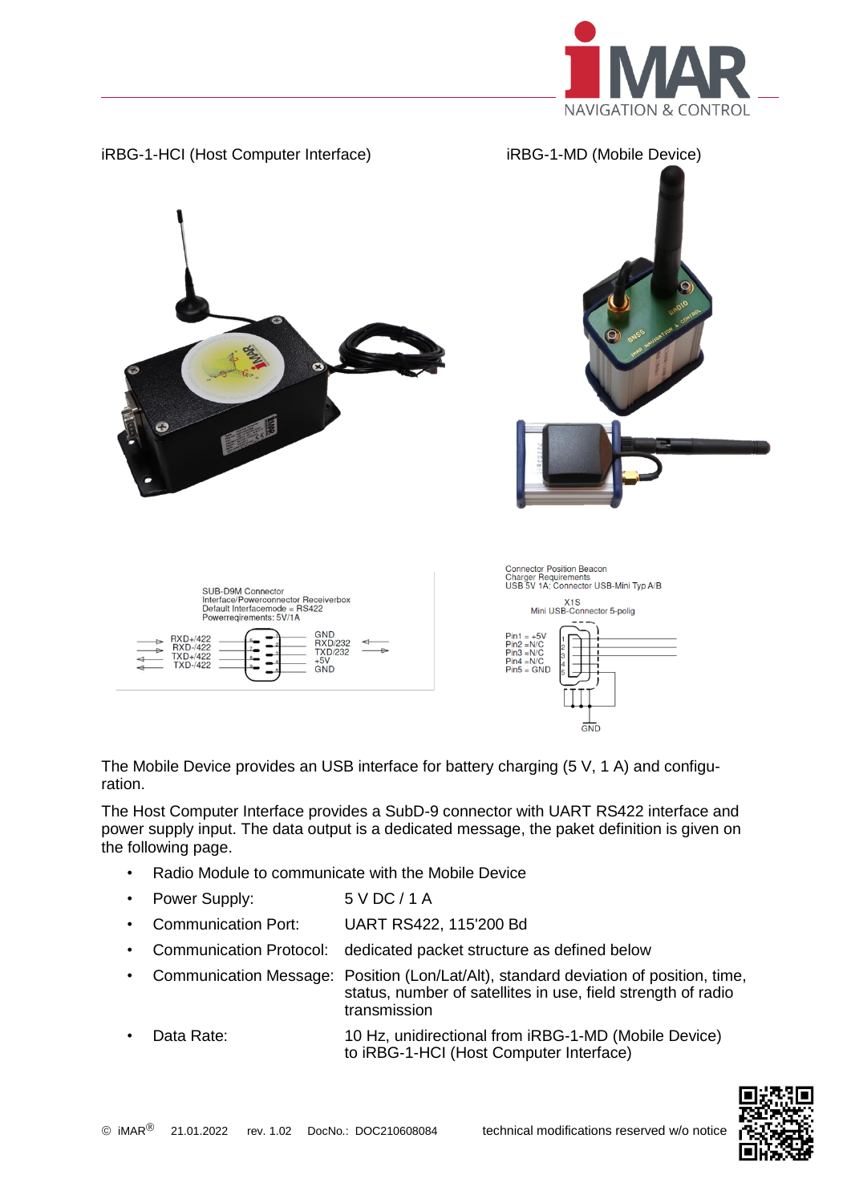iRBG-1-HCI (Host Computer Interface)

iRBG-1-MD (Mobile Device)

SUB-D9M Connector
Interface/Powerconnector Receiverbox
Default Interfacemode = RS422
Powerreqirements: 5V/1A

RXD+/422
RXD-/422
TXD+/422
TXD-/422

GND
RXD/232
TXD/232
+5V
GND

Connector Position Beacon
Charger Requirements
USB 5V 1A: Connector USB-Mini Typ A/B

X1S
Mini USB-Connector 5-polig

Pin1 = +5V
Pin2 =N/C
Pin3 =N/C
Pin4 =N/C
Pin5 = GND

GND

The Mobile Device provides an USB interface for battery charging (5 V, 1 A) and configuration.

The Host Computer Interface provides a SubD-9 connector with UART RS422 interface and power supply input. The data output is a dedicated message, the paket definition is given on the following page.

- Radio Module to communicate with the Mobile Device
- Power Supply: 5 V DC / 1 A
- Communication Port: UART RS422, 115'200 Bd
- Communication Protocol: dedicated packet structure as defined below
- Communication Message: Position (Lon/Lat/Alt), standard deviation of position, time, status, number of satellites in use, field strength of radio transmission
- Data Rate: 10 Hz, unidirectional from iRBG-1-MD (Mobile Device) to iRBG-1-HCI (Host Computer Interface)

© iMAR® 21.01.2022 rev. 1.02 DocNo.: DOC210608084 technical modifications reserved w/o notice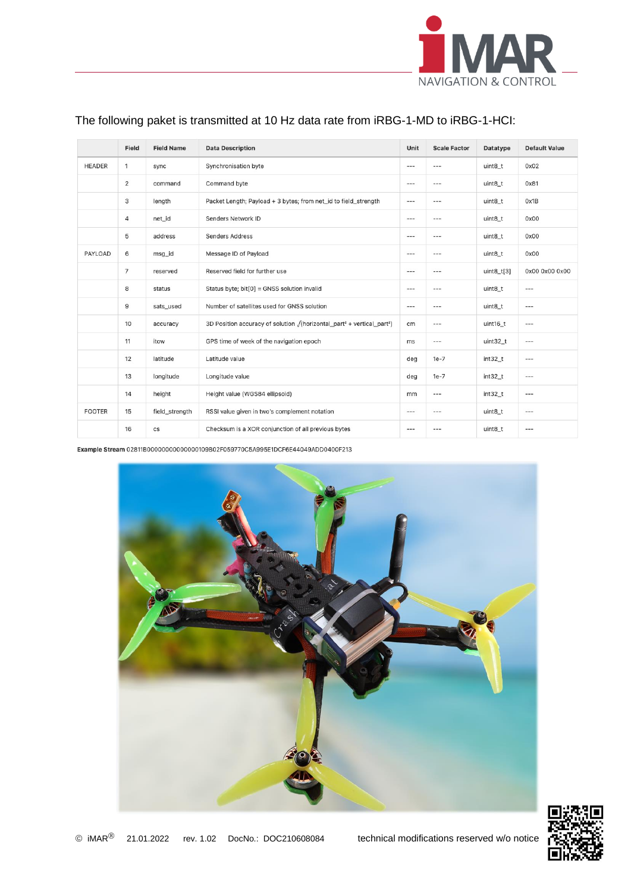The following paket is transmitted at 10 Hz data rate from iRBG-1-MD to iRBG-1-HCI:

| | Field | Field Name | Data Description | Unit | Scale Factor | Datatype | Default Value |
|---|---|---|---|---|---|---|---|
| HEADER | 1 | sync | Synchronisation byte | --- | --- | uint8_t | 0x02 |
| | 2 | command | Command byte | --- | --- | uint8_t | 0x81 |
| | 3 | length | Packet Length; Payload + 3 bytes; from net_id to field_strength | --- | --- | uint8_t | 0x1B |
| | 4 | net_id | Senders Network ID | --- | --- | uint8_t | 0x00 |
| | 5 | address | Senders Address | --- | --- | uint8_t | 0x00 |
| PAYLOAD | 6 | msg_id | Message ID of Payload | --- | --- | uint8_t | 0x00 |
| | 7 | reserved | Reserved field for further use | --- | --- | uint8_t[3] | 0x00 0x00 0x00 |
| | 8 | status | Status byte; bit[0] = GNSS solution invalid | --- | --- | uint8_t | --- |
| | 9 | sats_used | Number of satellites used for GNSS solution | --- | --- | uint8_t | --- |
| | 10 | accuracy | 3D Position accuracy of solution $\sqrt{(horizontal\_part^2 + vertical\_part^2)}$ | cm | --- | uint16_t | --- |
| | 11 | itow | GPS time of week of the navigation epoch | ms | --- | uint32_t | --- |
| | 12 | latitude | Latitude value | deg | 1e-7 | int32_t | --- |
| | 13 | longitude | Longitude value | deg | 1e-7 | int32_t | --- |
| | 14 | height | Height value (WGS84 ellipsoid) | mm | --- | int32_t | --- |
| FOOTER | 15 | field_strength | RSSI value given in two's complement notation | --- | --- | uint8_t | --- |
| | 16 | cs | Checksum is a XOR conjunction of all previous bytes | --- | --- | uint8_t | --- |

**Example Stream** 02811B000000000000000109B02F059770C5A995E1DCF6E44049ADD0400F213

© iMAR® 21.01.2022 rev. 1.02 DocNo.: DOC210608084 technical modifications reserved w/o notice